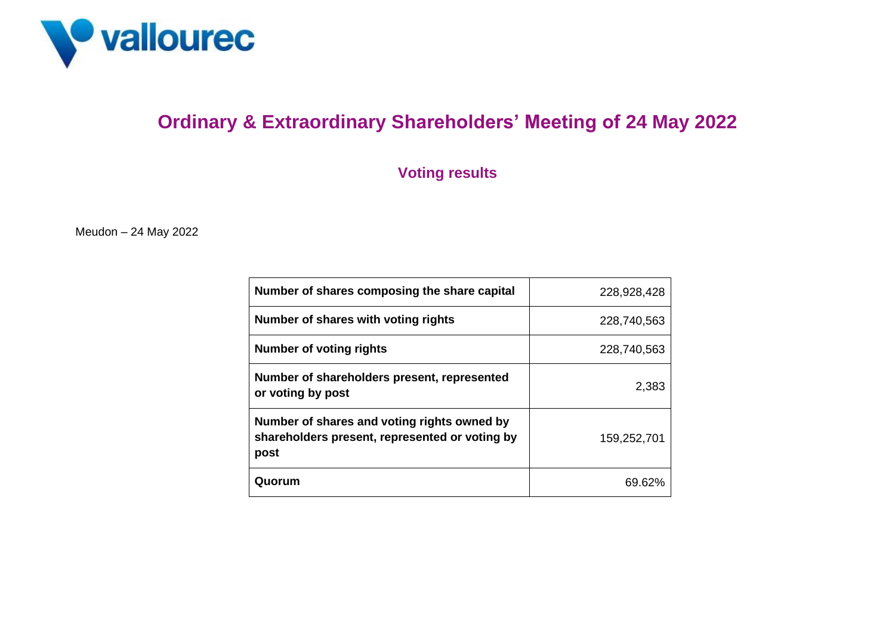# Ordinary & Extraordinary Shareholders' Meeting of 24 May 2022

## Voting results

Meudon – 24 May 2022

| | |
|---|---|
| **Number of shares composing the share capital** | 228,928,428 |
| **Number of shares with voting rights** | 228,740,563 |
| **Number of voting rights** | 228,740,563 |
| **Number of shareholders present, represented or voting by post** | 2,383 |
| **Number of shares and voting rights owned by shareholders present, represented or voting by post** | 159,252,701 |
| **Quorum** | 69.62% |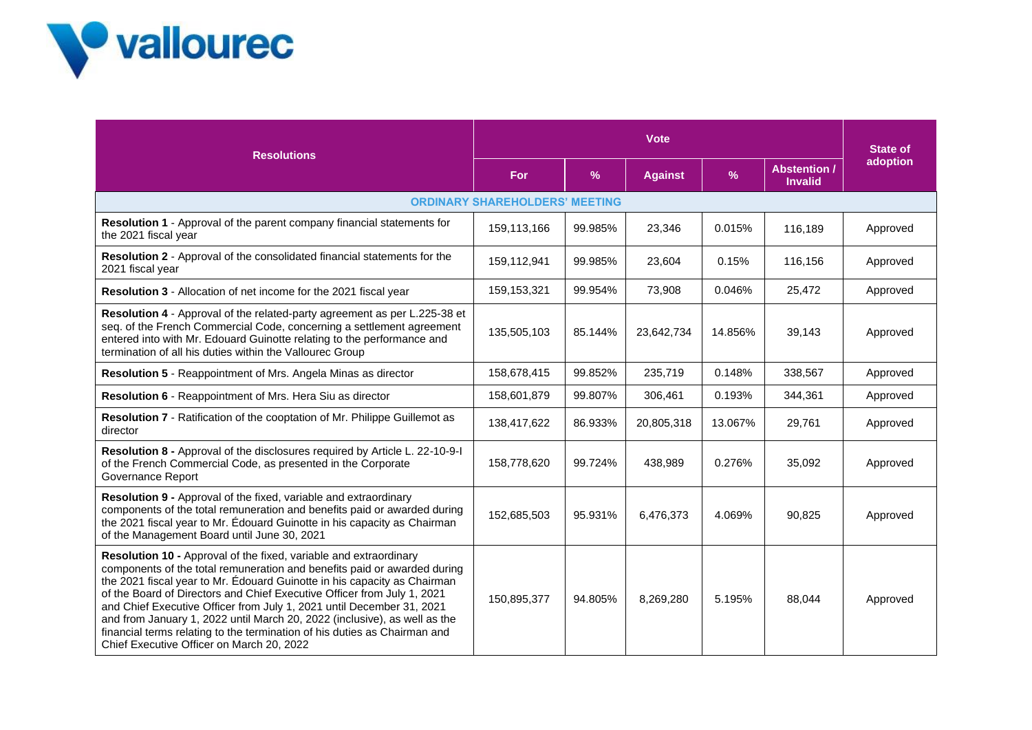| Resolutions | Vote | | | | | State of adoption |
|---|---|---|---|---|---|---|
| | For | % | Against | % | Abstention / Invalid | |
| **ORDINARY SHAREHOLDERS' MEETING** | | | | | | |
| **Resolution 1** - Approval of the parent company financial statements for the 2021 fiscal year | 159,113,166 | 99.985% | 23,346 | 0.015% | 116,189 | Approved |
| **Resolution 2** - Approval of the consolidated financial statements for the 2021 fiscal year | 159,112,941 | 99.985% | 23,604 | 0.15% | 116,156 | Approved |
| **Resolution 3** - Allocation of net income for the 2021 fiscal year | 159,153,321 | 99.954% | 73,908 | 0.046% | 25,472 | Approved |
| **Resolution 4** - Approval of the related-party agreement as per L.225-38 et seq. of the French Commercial Code, concerning a settlement agreement entered into with Mr. Edouard Guinotte relating to the performance and termination of all his duties within the Vallourec Group | 135,505,103 | 85.144% | 23,642,734 | 14.856% | 39,143 | Approved |
| **Resolution 5** - Reappointment of Mrs. Angela Minas as director | 158,678,415 | 99.852% | 235,719 | 0.148% | 338,567 | Approved |
| **Resolution 6** - Reappointment of Mrs. Hera Siu as director | 158,601,879 | 99.807% | 306,461 | 0.193% | 344,361 | Approved |
| **Resolution 7** - Ratification of the cooptation of Mr. Philippe Guillemot as director | 138,417,622 | 86.933% | 20,805,318 | 13.067% | 29,761 | Approved |
| **Resolution 8 -** Approval of the disclosures required by Article L. 22-10-9-I of the French Commercial Code, as presented in the Corporate Governance Report | 158,778,620 | 99.724% | 438,989 | 0.276% | 35,092 | Approved |
| **Resolution 9 -** Approval of the fixed, variable and extraordinary components of the total remuneration and benefits paid or awarded during the 2021 fiscal year to Mr. Édouard Guinotte in his capacity as Chairman of the Management Board until June 30, 2021 | 152,685,503 | 95.931% | 6,476,373 | 4.069% | 90,825 | Approved |
| **Resolution 10 -** Approval of the fixed, variable and extraordinary components of the total remuneration and benefits paid or awarded during the 2021 fiscal year to Mr. Édouard Guinotte in his capacity as Chairman of the Board of Directors and Chief Executive Officer from July 1, 2021 and Chief Executive Officer from July 1, 2021 until December 31, 2021 and from January 1, 2022 until March 20, 2022 (inclusive), as well as the financial terms relating to the termination of his duties as Chairman and Chief Executive Officer on March 20, 2022 | 150,895,377 | 94.805% | 8,269,280 | 5.195% | 88,044 | Approved |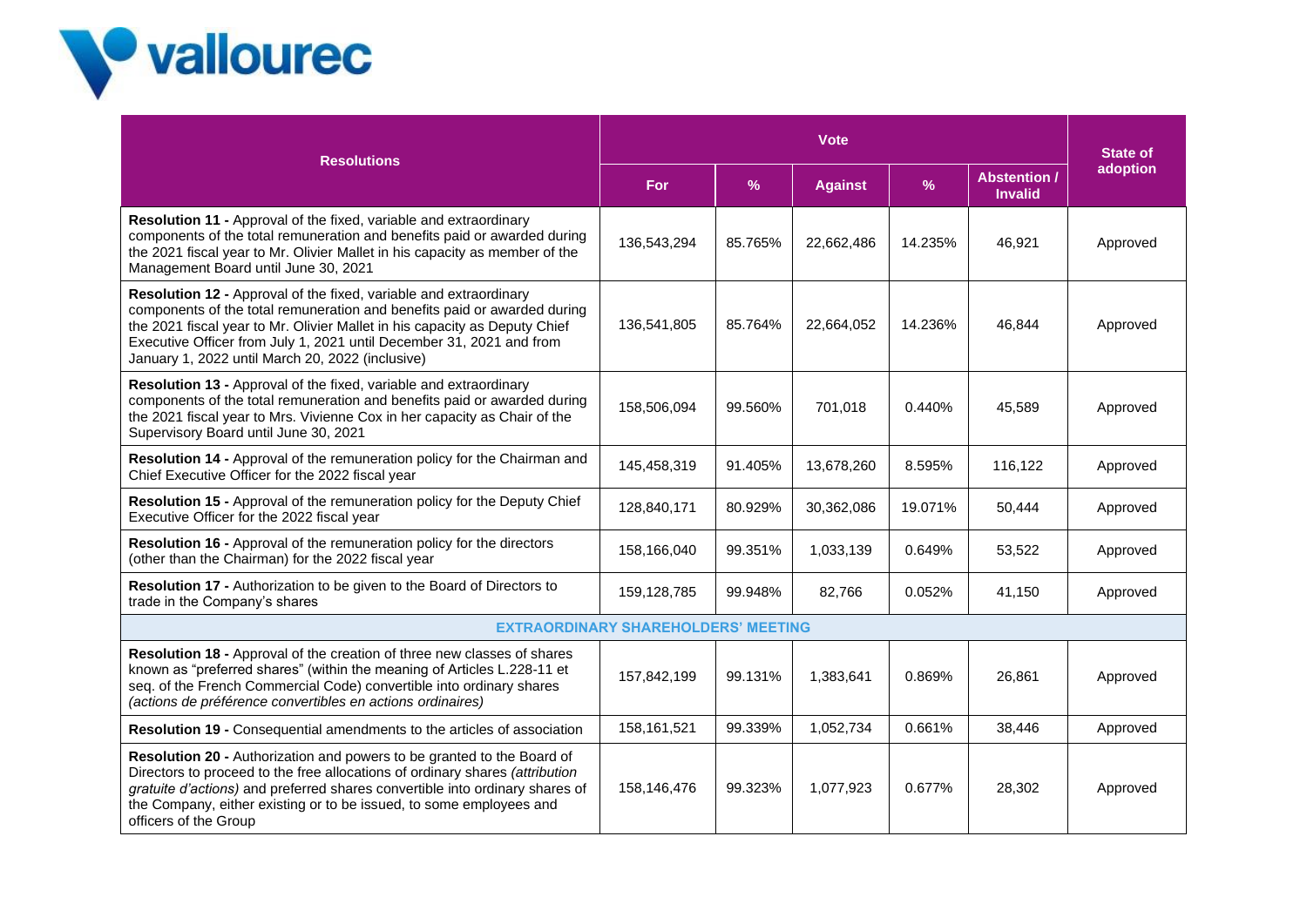| Resolutions | Vote | | | | | State of adoption |
|---|---|---|---|---|---|---|
| | For | % | Against | % | Abstention / Invalid | |
| **Resolution 11 -** Approval of the fixed, variable and extraordinary components of the total remuneration and benefits paid or awarded during the 2021 fiscal year to Mr. Olivier Mallet in his capacity as member of the Management Board until June 30, 2021 | 136,543,294 | 85.765% | 22,662,486 | 14.235% | 46,921 | Approved |
| **Resolution 12 -** Approval of the fixed, variable and extraordinary components of the total remuneration and benefits paid or awarded during the 2021 fiscal year to Mr. Olivier Mallet in his capacity as Deputy Chief Executive Officer from July 1, 2021 until December 31, 2021 and from January 1, 2022 until March 20, 2022 (inclusive) | 136,541,805 | 85.764% | 22,664,052 | 14.236% | 46,844 | Approved |
| **Resolution 13 -** Approval of the fixed, variable and extraordinary components of the total remuneration and benefits paid or awarded during the 2021 fiscal year to Mrs. Vivienne Cox in her capacity as Chair of the Supervisory Board until June 30, 2021 | 158,506,094 | 99.560% | 701,018 | 0.440% | 45,589 | Approved |
| **Resolution 14 -** Approval of the remuneration policy for the Chairman and Chief Executive Officer for the 2022 fiscal year | 145,458,319 | 91.405% | 13,678,260 | 8.595% | 116,122 | Approved |
| **Resolution 15 -** Approval of the remuneration policy for the Deputy Chief Executive Officer for the 2022 fiscal year | 128,840,171 | 80.929% | 30,362,086 | 19.071% | 50,444 | Approved |
| **Resolution 16 -** Approval of the remuneration policy for the directors (other than the Chairman) for the 2022 fiscal year | 158,166,040 | 99.351% | 1,033,139 | 0.649% | 53,522 | Approved |
| **Resolution 17 -** Authorization to be given to the Board of Directors to trade in the Company's shares | 159,128,785 | 99.948% | 82,766 | 0.052% | 41,150 | Approved |
| **EXTRAORDINARY SHAREHOLDERS' MEETING** | | | | | | |
| **Resolution 18 -** Approval of the creation of three new classes of shares known as "preferred shares" (within the meaning of Articles L.228-11 et seq. of the French Commercial Code) convertible into ordinary shares *(actions de préférence convertibles en actions ordinaires)* | 157,842,199 | 99.131% | 1,383,641 | 0.869% | 26,861 | Approved |
| **Resolution 19 -** Consequential amendments to the articles of association | 158,161,521 | 99.339% | 1,052,734 | 0.661% | 38,446 | Approved |
| **Resolution 20 -** Authorization and powers to be granted to the Board of Directors to proceed to the free allocations of ordinary shares *(attribution gratuite d'actions)* and preferred shares convertible into ordinary shares of the Company, either existing or to be issued, to some employees and officers of the Group | 158,146,476 | 99.323% | 1,077,923 | 0.677% | 28,302 | Approved |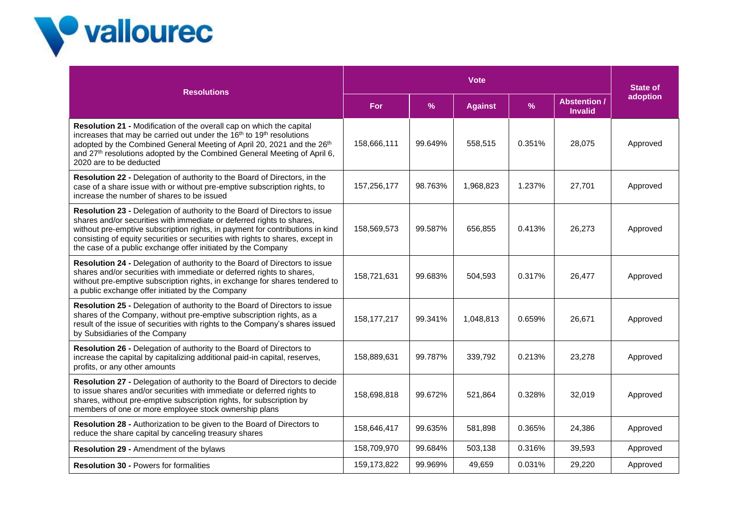| Resolutions | Vote | | | | | State of adoption |
|---|---|---|---|---|---|---|
| | For | % | Against | % | Abstention / Invalid | |
| **Resolution 21 -** Modification of the overall cap on which the capital increases that may be carried out under the 16th to 19th resolutions adopted by the Combined General Meeting of April 20, 2021 and the 26th and 27th resolutions adopted by the Combined General Meeting of April 6, 2020 are to be deducted | 158,666,111 | 99.649% | 558,515 | 0.351% | 28,075 | Approved |
| **Resolution 22 -** Delegation of authority to the Board of Directors, in the case of a share issue with or without pre-emptive subscription rights, to increase the number of shares to be issued | 157,256,177 | 98.763% | 1,968,823 | 1.237% | 27,701 | Approved |
| **Resolution 23 -** Delegation of authority to the Board of Directors to issue shares and/or securities with immediate or deferred rights to shares, without pre-emptive subscription rights, in payment for contributions in kind consisting of equity securities or securities with rights to shares, except in the case of a public exchange offer initiated by the Company | 158,569,573 | 99.587% | 656,855 | 0.413% | 26,273 | Approved |
| **Resolution 24 -** Delegation of authority to the Board of Directors to issue shares and/or securities with immediate or deferred rights to shares, without pre-emptive subscription rights, in exchange for shares tendered to a public exchange offer initiated by the Company | 158,721,631 | 99.683% | 504,593 | 0.317% | 26,477 | Approved |
| **Resolution 25 -** Delegation of authority to the Board of Directors to issue shares of the Company, without pre-emptive subscription rights, as a result of the issue of securities with rights to the Company's shares issued by Subsidiaries of the Company | 158,177,217 | 99.341% | 1,048,813 | 0.659% | 26,671 | Approved |
| **Resolution 26 -** Delegation of authority to the Board of Directors to increase the capital by capitalizing additional paid-in capital, reserves, profits, or any other amounts | 158,889,631 | 99.787% | 339,792 | 0.213% | 23,278 | Approved |
| **Resolution 27 -** Delegation of authority to the Board of Directors to decide to issue shares and/or securities with immediate or deferred rights to shares, without pre-emptive subscription rights, for subscription by members of one or more employee stock ownership plans | 158,698,818 | 99.672% | 521,864 | 0.328% | 32,019 | Approved |
| **Resolution 28 -** Authorization to be given to the Board of Directors to reduce the share capital by canceling treasury shares | 158,646,417 | 99.635% | 581,898 | 0.365% | 24,386 | Approved |
| **Resolution 29 -** Amendment of the bylaws | 158,709,970 | 99.684% | 503,138 | 0.316% | 39,593 | Approved |
| **Resolution 30 -** Powers for formalities | 159,173,822 | 99.969% | 49,659 | 0.031% | 29,220 | Approved |